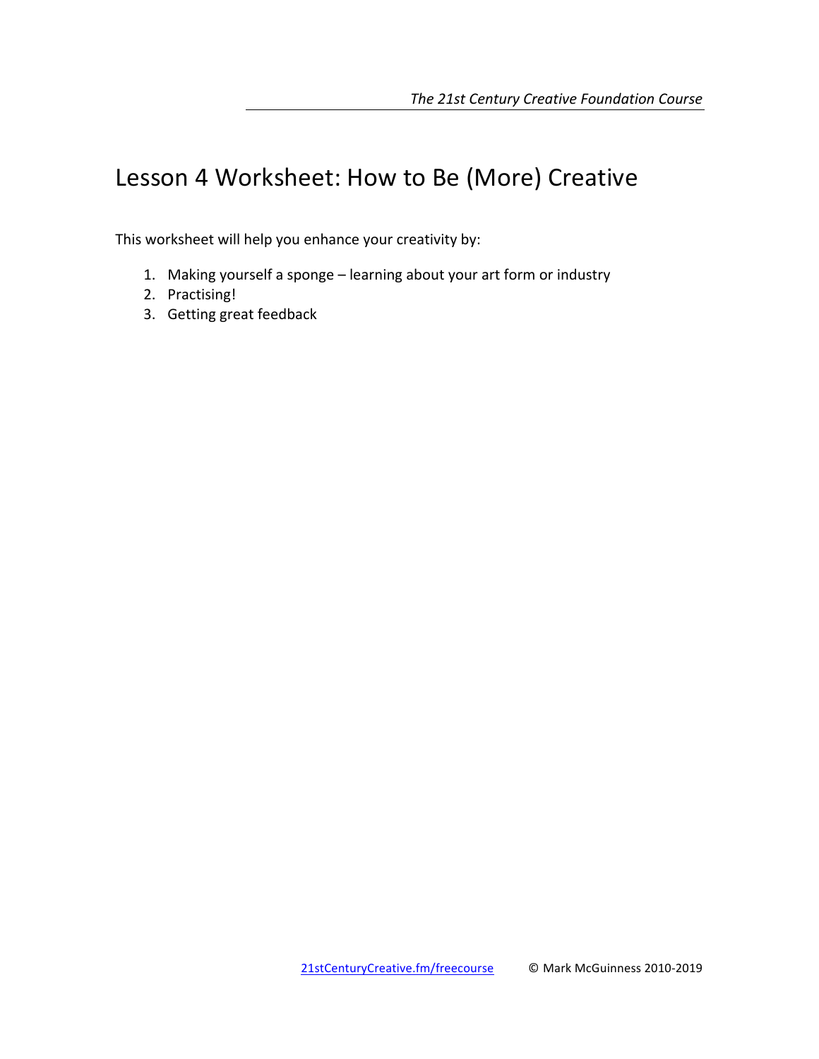# Lesson 4 Worksheet: How to Be (More) Creative

This worksheet will help you enhance your creativity by:

1. Making yourself a sponge – learning about your art form or industry
2. Practising!
3. Getting great feedback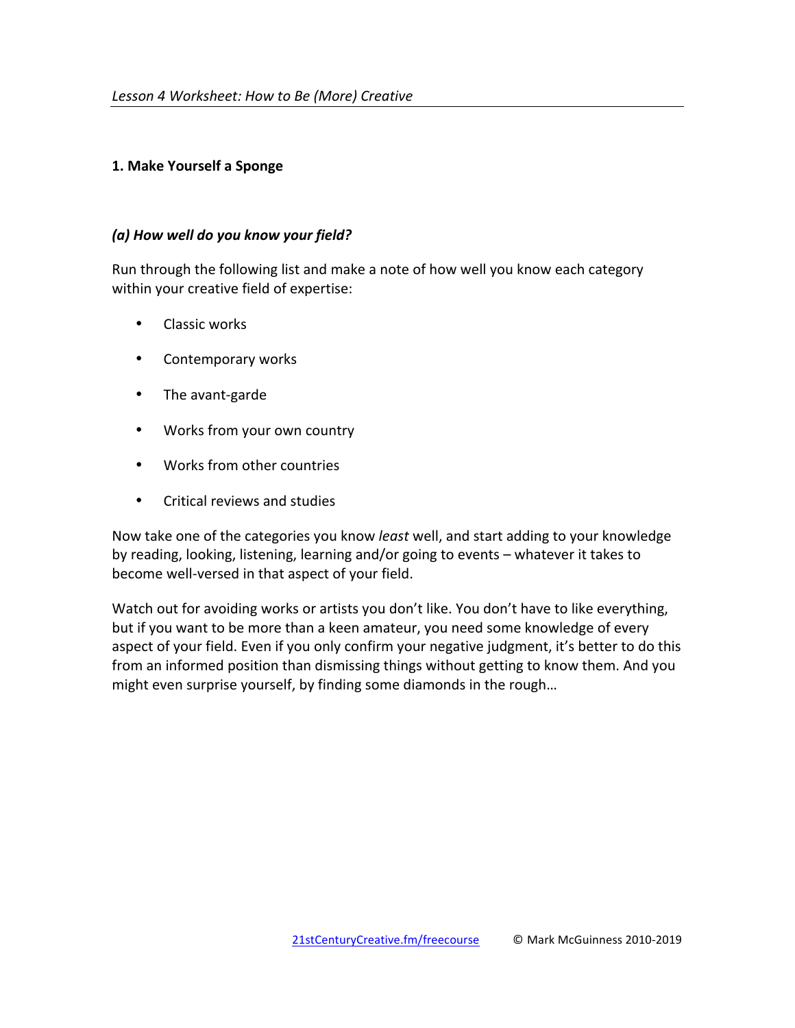## 1. Make Yourself a Sponge

### *(a) How well do you know your field?*

Run through the following list and make a note of how well you know each category within your creative field of expertise:

- Classic works
- Contemporary works
- The avant-garde
- Works from your own country
- Works from other countries
- Critical reviews and studies

Now take one of the categories you know *least* well, and start adding to your knowledge by reading, looking, listening, learning and/or going to events – whatever it takes to become well-versed in that aspect of your field.

Watch out for avoiding works or artists you don't like. You don't have to like everything, but if you want to be more than a keen amateur, you need some knowledge of every aspect of your field. Even if you only confirm your negative judgment, it's better to do this from an informed position than dismissing things without getting to know them. And you might even surprise yourself, by finding some diamonds in the rough…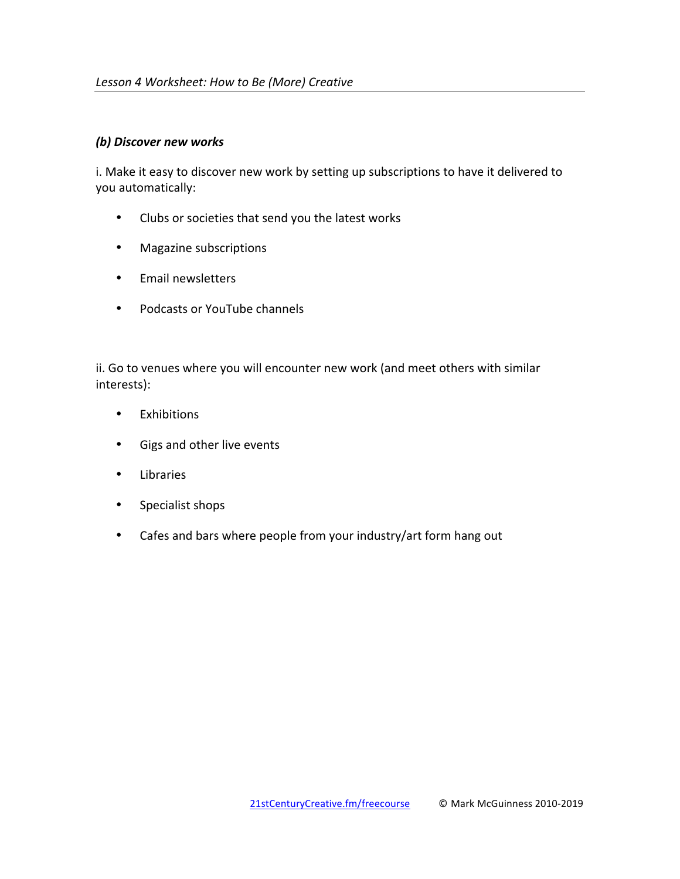### *(b) Discover new works*

i. Make it easy to discover new work by setting up subscriptions to have it delivered to you automatically:

- Clubs or societies that send you the latest works
- Magazine subscriptions
- Email newsletters
- Podcasts or YouTube channels

ii. Go to venues where you will encounter new work (and meet others with similar interests):

- Exhibitions
- Gigs and other live events
- Libraries
- Specialist shops
- Cafes and bars where people from your industry/art form hang out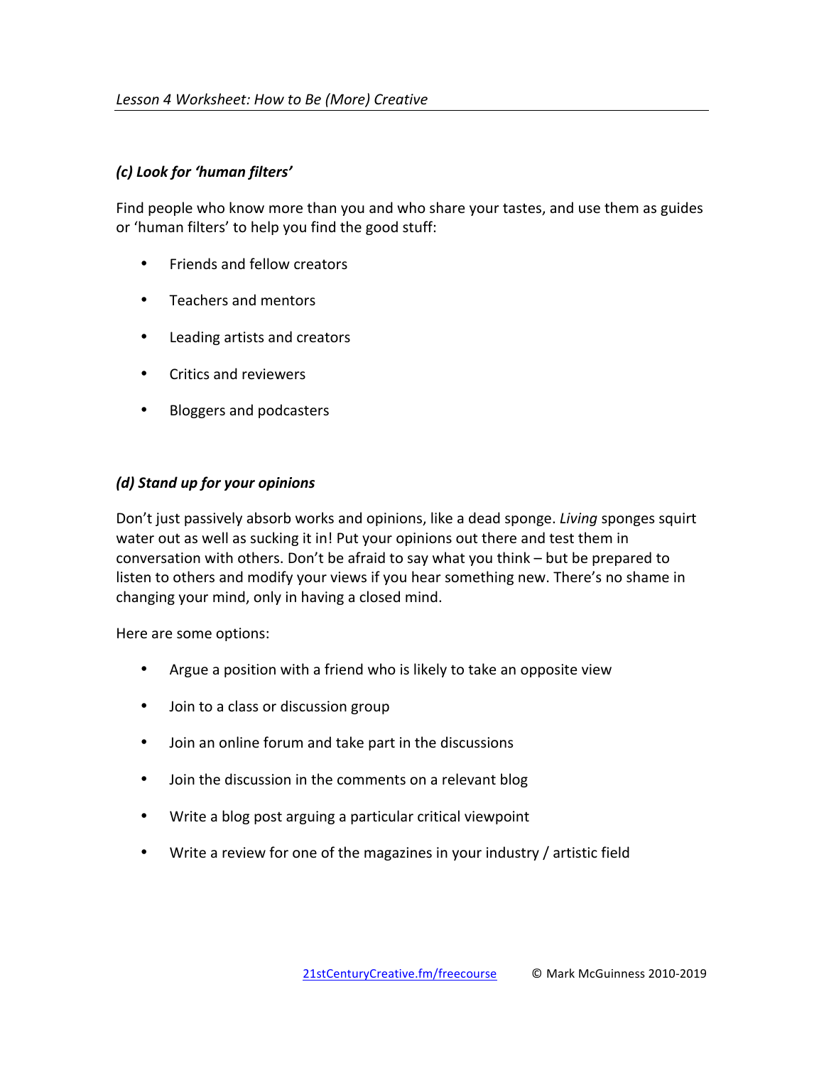### *(c) Look for 'human filters'*

Find people who know more than you and who share your tastes, and use them as guides or 'human filters' to help you find the good stuff:

- Friends and fellow creators
- Teachers and mentors
- Leading artists and creators
- Critics and reviewers
- Bloggers and podcasters

### *(d) Stand up for your opinions*

Don't just passively absorb works and opinions, like a dead sponge. *Living* sponges squirt water out as well as sucking it in! Put your opinions out there and test them in conversation with others. Don't be afraid to say what you think – but be prepared to listen to others and modify your views if you hear something new. There's no shame in changing your mind, only in having a closed mind.

Here are some options:

- Argue a position with a friend who is likely to take an opposite view
- Join to a class or discussion group
- Join an online forum and take part in the discussions
- Join the discussion in the comments on a relevant blog
- Write a blog post arguing a particular critical viewpoint
- Write a review for one of the magazines in your industry / artistic field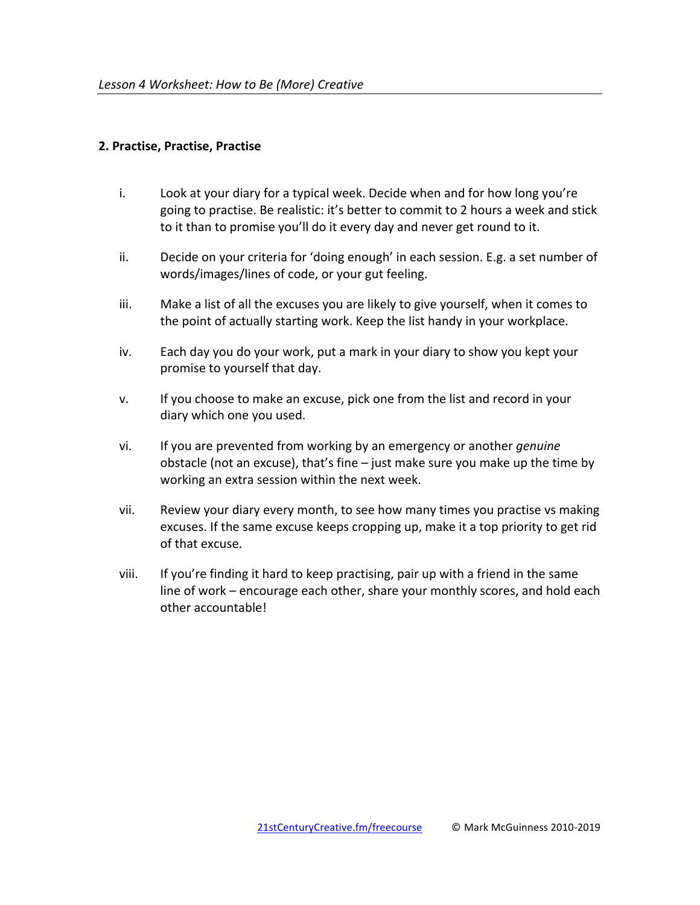## 2. Practise, Practise, Practise

i. Look at your diary for a typical week. Decide when and for how long you're going to practise. Be realistic: it's better to commit to 2 hours a week and stick to it than to promise you'll do it every day and never get round to it.

ii. Decide on your criteria for 'doing enough' in each session. E.g. a set number of words/images/lines of code, or your gut feeling.

iii. Make a list of all the excuses you are likely to give yourself, when it comes to the point of actually starting work. Keep the list handy in your workplace.

iv. Each day you do your work, put a mark in your diary to show you kept your promise to yourself that day.

v. If you choose to make an excuse, pick one from the list and record in your diary which one you used.

vi. If you are prevented from working by an emergency or another *genuine* obstacle (not an excuse), that's fine – just make sure you make up the time by working an extra session within the next week.

vii. Review your diary every month, to see how many times you practise vs making excuses. If the same excuse keeps cropping up, make it a top priority to get rid of that excuse.

viii. If you're finding it hard to keep practising, pair up with a friend in the same line of work – encourage each other, share your monthly scores, and hold each other accountable!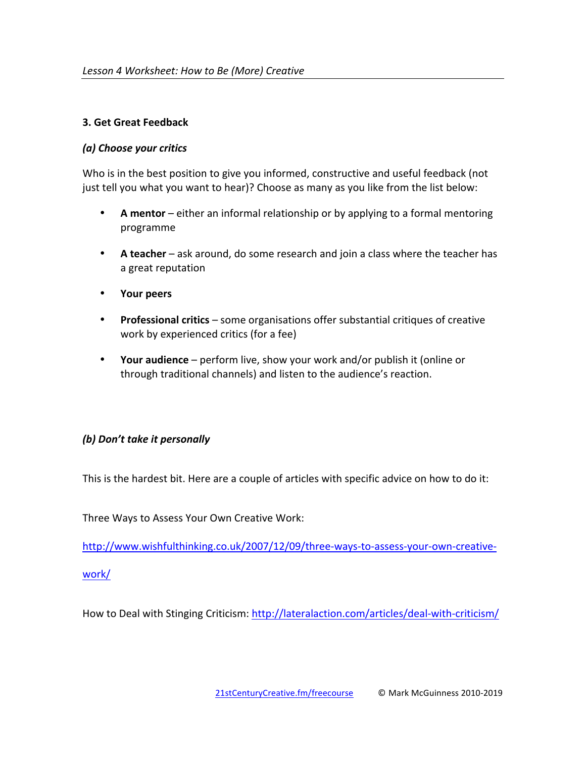### 3. Get Great Feedback

#### *(a) Choose your critics*

Who is in the best position to give you informed, constructive and useful feedback (not just tell you what you want to hear)? Choose as many as you like from the list below:

- **A mentor** – either an informal relationship or by applying to a formal mentoring programme
- **A teacher** – ask around, do some research and join a class where the teacher has a great reputation
- **Your peers**
- **Professional critics** – some organisations offer substantial critiques of creative work by experienced critics (for a fee)
- **Your audience** – perform live, show your work and/or publish it (online or through traditional channels) and listen to the audience's reaction.

#### *(b) Don't take it personally*

This is the hardest bit. Here are a couple of articles with specific advice on how to do it:

Three Ways to Assess Your Own Creative Work:

http://www.wishfulthinking.co.uk/2007/12/09/three-ways-to-assess-your-own-creative-work/

How to Deal with Stinging Criticism: http://lateralaction.com/articles/deal-with-criticism/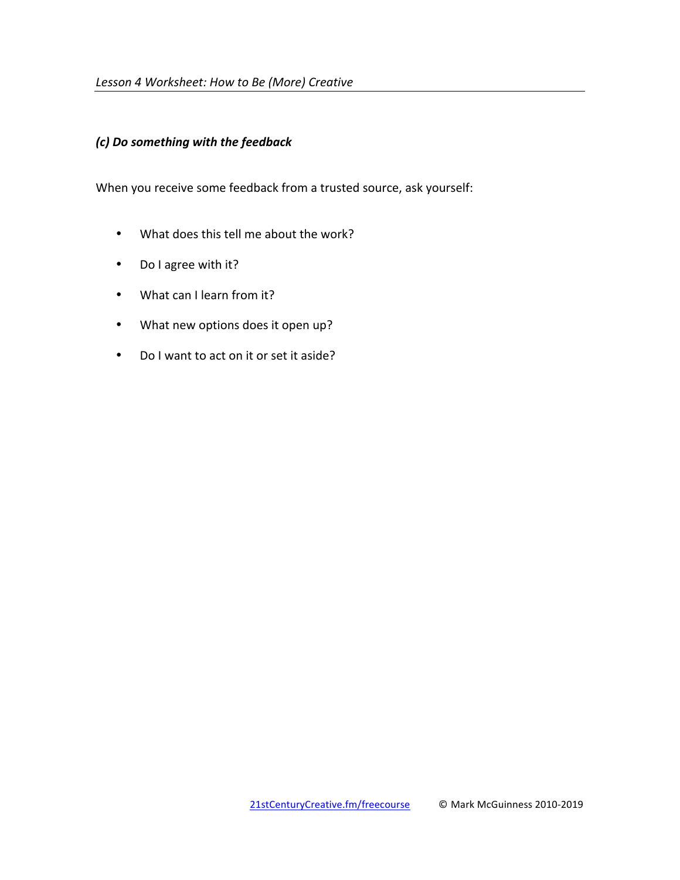***(c) Do something with the feedback***

When you receive some feedback from a trusted source, ask yourself:

- What does this tell me about the work?
- Do I agree with it?
- What can I learn from it?
- What new options does it open up?
- Do I want to act on it or set it aside?